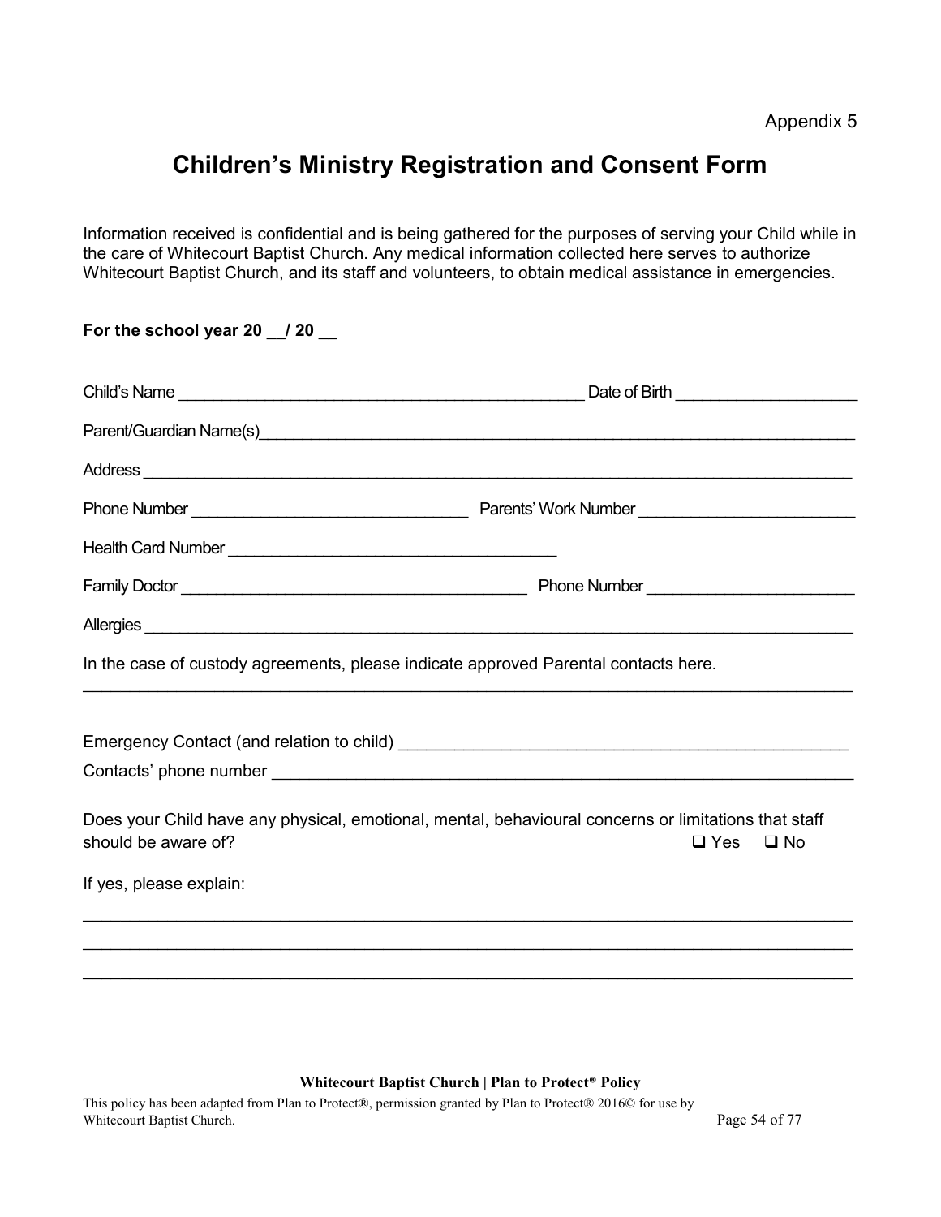Appendix 5

# Children's Ministry Registration and Consent Form

Information received is confidential and is being gathered for the purposes of serving your Child while in the care of Whitecourt Baptist Church. Any medical information collected here serves to authorize Whitecourt Baptist Church, and its staff and volunteers, to obtain medical assistance in emergencies.

**For the school year 20 __/ 20 __**

Child's Name _____________________________________________ Date of Birth ____________________

Parent/Guardian Name(s)_____________________________________________________________________

Address ___________________________________________________________________________________

Phone Number ______________________________ Parents' Work Number ________________________

Health Card Number ____________________________________

Family Doctor ______________________________________ Phone Number ______________________

Allergies __________________________________________________________________________________

In the case of custody agreements, please indicate approved Parental contacts here.

___________________________________________________________________________________________

Emergency Contact (and relation to child) _________________________________________________

Contacts' phone number ____________________________________________________________________

Does your Child have any physical, emotional, mental, behavioural concerns or limitations that staff should be aware of? ❑ Yes ❑ No

If yes, please explain:

___________________________________________________________________________________________

___________________________________________________________________________________________

___________________________________________________________________________________________

**Whitecourt Baptist Church | Plan to Protect® Policy**

This policy has been adapted from Plan to Protect®, permission granted by Plan to Protect® 2016© for use by Whitecourt Baptist Church.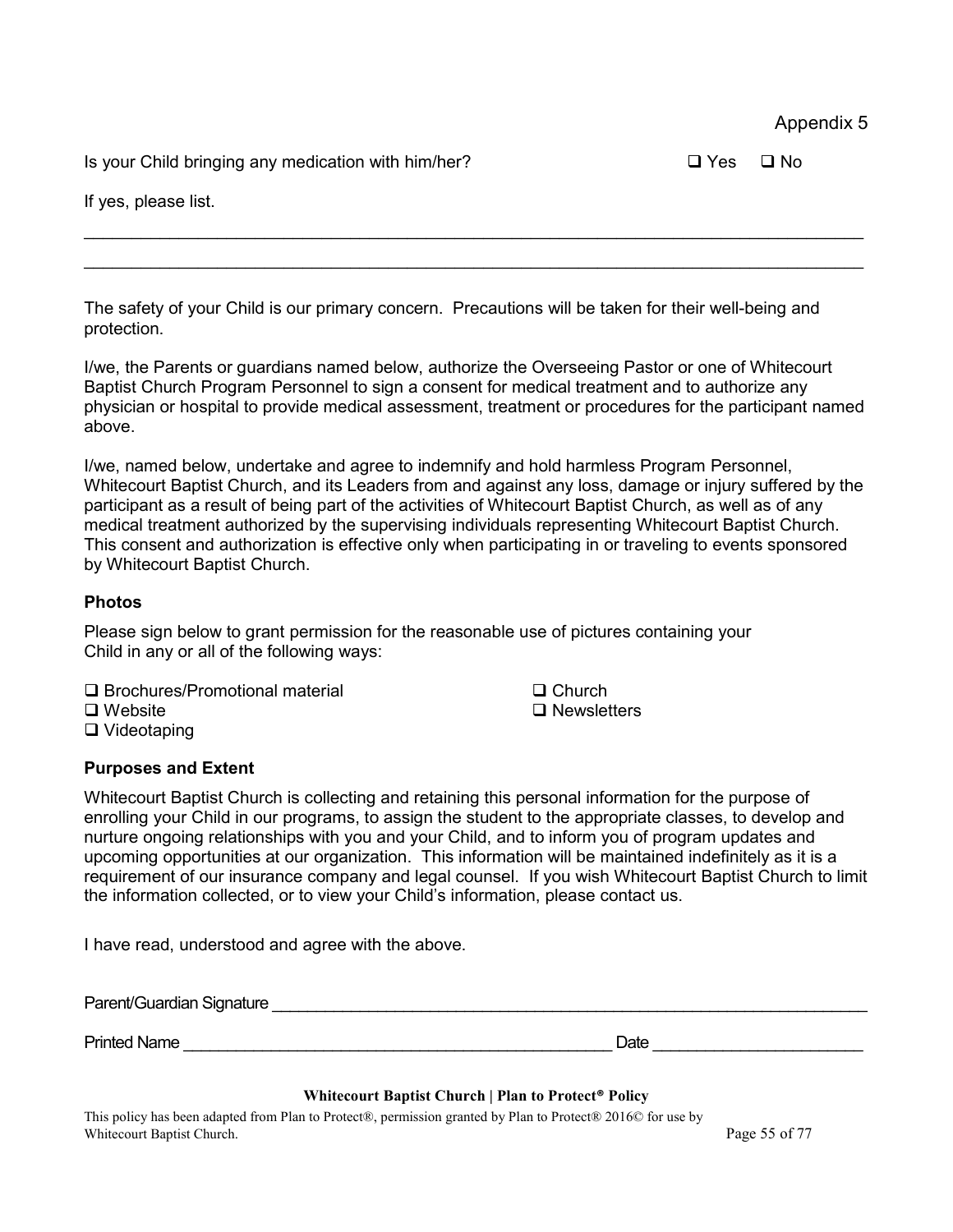Appendix 5

Is your Child bringing any medication with him/her? ❑ Yes ❑ No

If yes, please list.

\_\_\_\_\_\_\_\_\_\_\_\_\_\_\_\_\_\_\_\_\_\_\_\_\_\_\_\_\_\_\_\_\_\_\_\_\_\_\_\_\_\_\_\_\_\_\_\_\_\_\_\_\_\_\_\_\_\_\_\_\_\_\_\_\_\_\_\_\_\_\_\_\_\_\_\_

\_\_\_\_\_\_\_\_\_\_\_\_\_\_\_\_\_\_\_\_\_\_\_\_\_\_\_\_\_\_\_\_\_\_\_\_\_\_\_\_\_\_\_\_\_\_\_\_\_\_\_\_\_\_\_\_\_\_\_\_\_\_\_\_\_\_\_\_\_\_\_\_\_\_\_\_

The safety of your Child is our primary concern. Precautions will be taken for their well-being and protection.

I/we, the Parents or guardians named below, authorize the Overseeing Pastor or one of Whitecourt Baptist Church Program Personnel to sign a consent for medical treatment and to authorize any physician or hospital to provide medical assessment, treatment or procedures for the participant named above.

I/we, named below, undertake and agree to indemnify and hold harmless Program Personnel, Whitecourt Baptist Church, and its Leaders from and against any loss, damage or injury suffered by the participant as a result of being part of the activities of Whitecourt Baptist Church, as well as of any medical treatment authorized by the supervising individuals representing Whitecourt Baptist Church. This consent and authorization is effective only when participating in or traveling to events sponsored by Whitecourt Baptist Church.

**Photos**

Please sign below to grant permission for the reasonable use of pictures containing your Child in any or all of the following ways:

❑ Brochures/Promotional material
❑ Website
❑ Videotaping
❑ Church
❑ Newsletters

**Purposes and Extent**

Whitecourt Baptist Church is collecting and retaining this personal information for the purpose of enrolling your Child in our programs, to assign the student to the appropriate classes, to develop and nurture ongoing relationships with you and your Child, and to inform you of program updates and upcoming opportunities at our organization. This information will be maintained indefinitely as it is a requirement of our insurance company and legal counsel. If you wish Whitecourt Baptist Church to limit the information collected, or to view your Child's information, please contact us.

I have read, understood and agree with the above.

Parent/Guardian Signature \_\_\_\_\_\_\_\_\_\_\_\_\_\_\_\_\_\_\_\_\_\_\_\_\_\_\_\_\_\_\_\_\_\_\_\_\_\_\_\_\_\_\_\_\_\_\_\_\_\_\_\_\_\_\_\_\_\_

Printed Name \_\_\_\_\_\_\_\_\_\_\_\_\_\_\_\_\_\_\_\_\_\_\_\_\_\_\_\_\_\_\_\_\_\_\_\_\_\_\_\_\_\_\_\_ Date \_\_\_\_\_\_\_\_\_\_\_\_\_\_\_\_\_\_\_\_\_\_

This policy has been adapted from Plan to Protect®, permission granted by Plan to Protect® 2016© for use by Whitecourt Baptist Church.